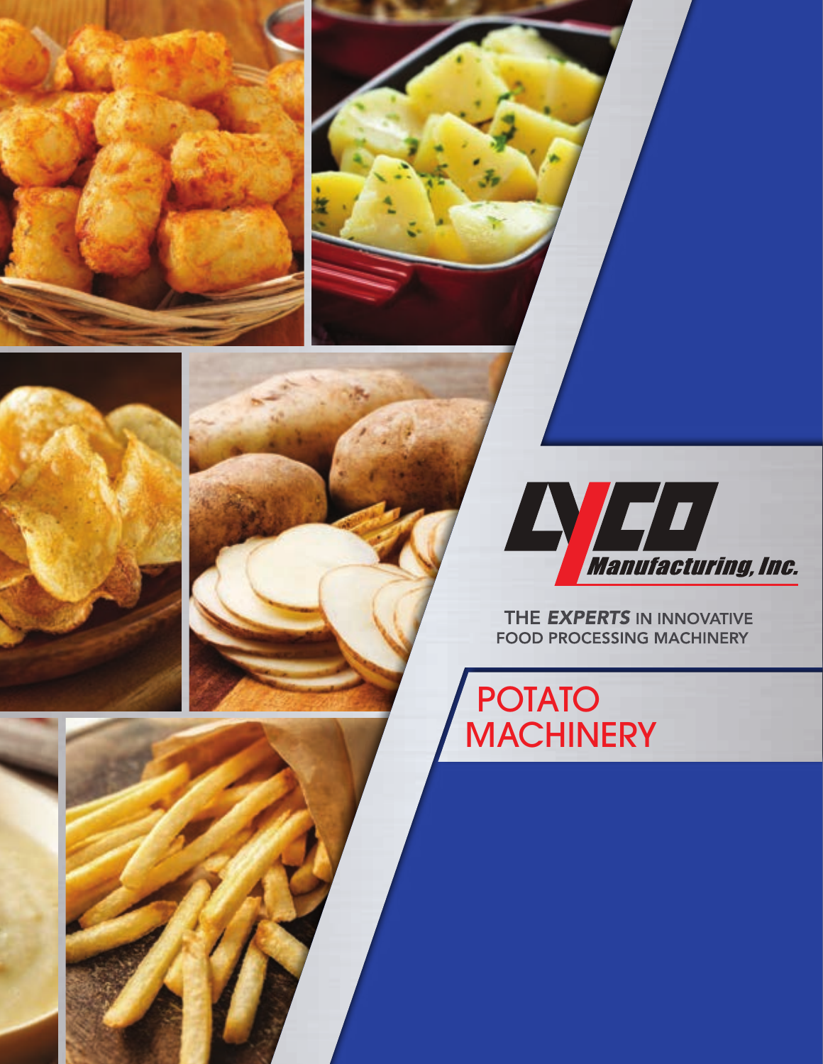LYCO Manufacturing, Inc.

THE *EXPERTS* IN INNOVATIVE FOOD PROCESSING MACHINERY

# POTATO MACHINERY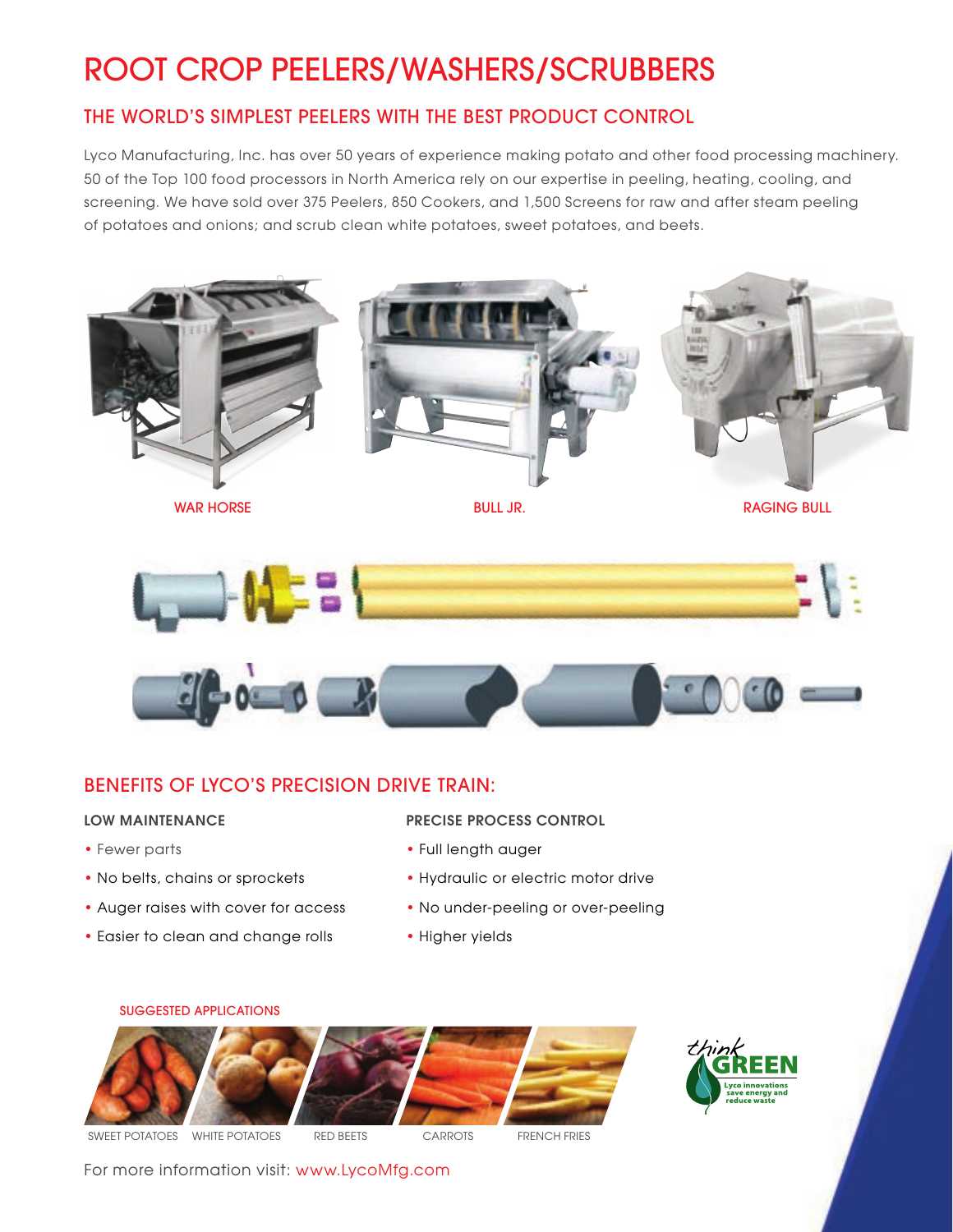# ROOT CROP PEELERS/WASHERS/SCRUBBERS

## THE WORLD'S SIMPLEST PEELERS WITH THE BEST PRODUCT CONTROL

Lyco Manufacturing, Inc. has over 50 years of experience making potato and other food processing machinery. 50 of the Top 100 food processors in North America rely on our expertise in peeling, heating, cooling, and screening. We have sold over 375 Peelers, 850 Cookers, and 1,500 Screens for raw and after steam peeling of potatoes and onions; and scrub clean white potatoes, sweet potatoes, and beets.

WAR HORSE

BULL JR.

RAGING BULL

## BENEFITS OF LYCO'S PRECISION DRIVE TRAIN:

### LOW MAINTENANCE

- Fewer parts
- No belts, chains or sprockets
- Auger raises with cover for access
- Easier to clean and change rolls

### PRECISE PROCESS CONTROL

- Full length auger
- Hydraulic or electric motor drive
- No under-peeling or over-peeling
- Higher yields

SUGGESTED APPLICATIONS

SWEET POTATOES  WHITE POTATOES  RED BEETS  CARROTS  FRENCH FRIES

think GREEN — Lyco innovations save energy and reduce waste

For more information visit: www.LycoMfg.com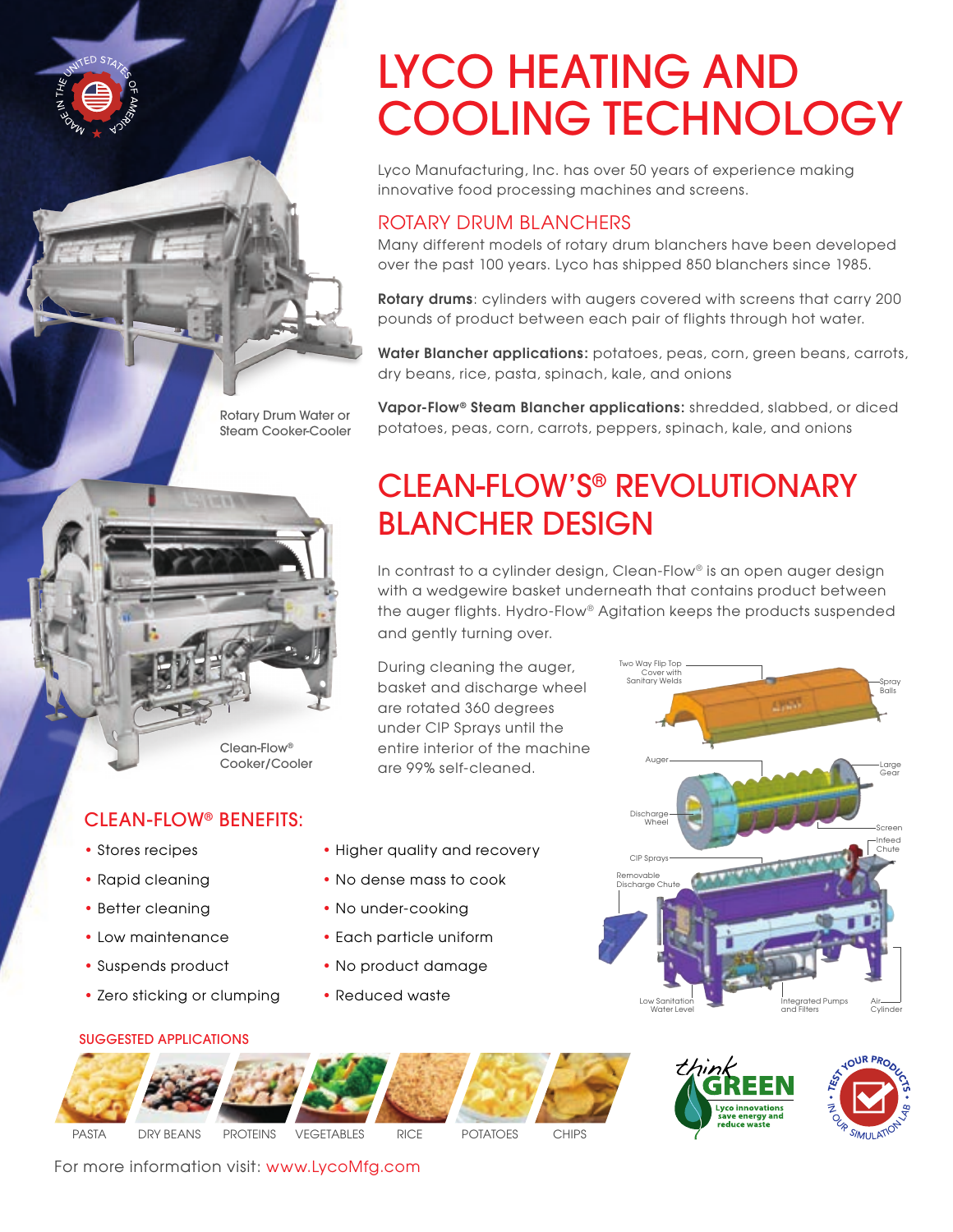# LYCO HEATING AND COOLING TECHNOLOGY

Lyco Manufacturing, Inc. has over 50 years of experience making innovative food processing machines and screens.

## ROTARY DRUM BLANCHERS

Many different models of rotary drum blanchers have been developed over the past 100 years. Lyco has shipped 850 blanchers since 1985.

**Rotary drums**: cylinders with augers covered with screens that carry 200 pounds of product between each pair of flights through hot water.

**Water Blancher applications:** potatoes, peas, corn, green beans, carrots, dry beans, rice, pasta, spinach, kale, and onions

**Vapor-Flow® Steam Blancher applications:** shredded, slabbed, or diced potatoes, peas, corn, carrots, peppers, spinach, kale, and onions

Rotary Drum Water or Steam Cooker-Cooler

## CLEAN-FLOW'S® REVOLUTIONARY BLANCHER DESIGN

In contrast to a cylinder design, Clean-Flow® is an open auger design with a wedgewire basket underneath that contains product between the auger flights. Hydro-Flow® Agitation keeps the products suspended and gently turning over.

During cleaning the auger, basket and discharge wheel are rotated 360 degrees under CIP Sprays until the entire interior of the machine are 99% self-cleaned.

Clean-Flow® Cooker/Cooler

Two Way Flip Top Cover with Sanitary Welds · Spray Balls · Auger · Large Gear · Discharge Wheel · Screen · Infeed Chute · CIP Sprays · Removable Discharge Chute · Low Sanitation Water Level · Integrated Pumps and Filters · Air Cylinder

## CLEAN-FLOW® BENEFITS:

- Stores recipes
- Rapid cleaning
- Better cleaning
- Low maintenance
- Suspends product
- Zero sticking or clumping
- Higher quality and recovery
- No dense mass to cook
- No under-cooking
- Each particle uniform
- No product damage
- Reduced waste

### SUGGESTED APPLICATIONS

PASTA · DRY BEANS · PROTEINS · VEGETABLES · RICE · POTATOES · CHIPS

think GREEN — Lyco innovations save energy and reduce waste

TEST YOUR PRODUCTS IN OUR SIMULATION LAB

MADE IN THE UNITED STATES OF AMERICA

For more information visit: www.LycoMfg.com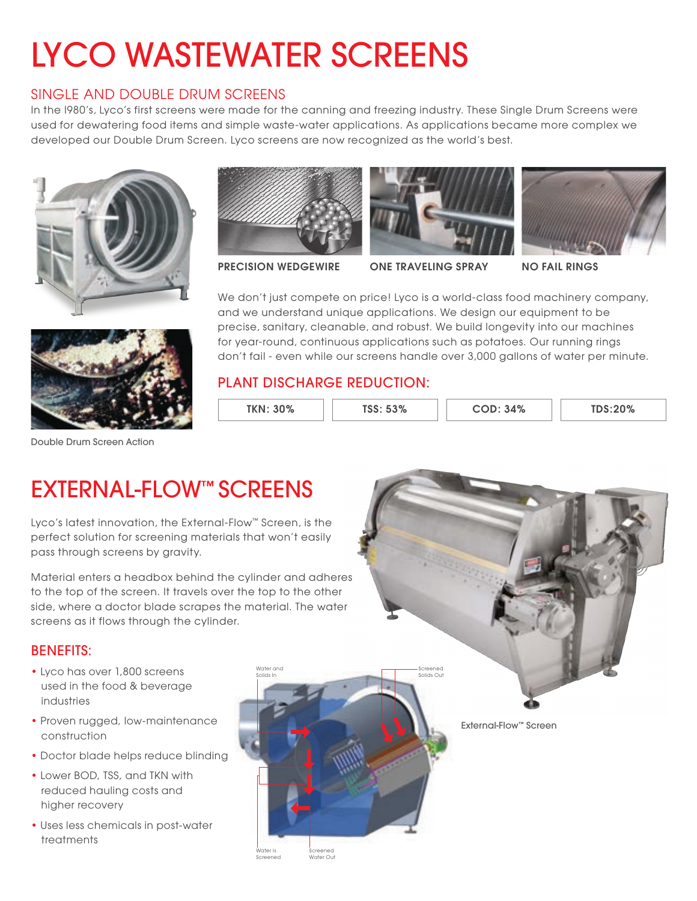# LYCO WASTEWATER SCREENS

## SINGLE AND DOUBLE DRUM SCREENS

In the 1980's, Lyco's first screens were made for the canning and freezing industry. These Single Drum Screens were used for dewatering food items and simple waste-water applications. As applications became more complex we developed our Double Drum Screen. Lyco screens are now recognized as the world's best.

**PRECISION WEDGEWIRE** **ONE TRAVELING SPRAY** **NO FAIL RINGS**

We don't just compete on price! Lyco is a world-class food machinery company, and we understand unique applications. We design our equipment to be precise, sanitary, cleanable, and robust. We build longevity into our machines for year-round, continuous applications such as potatoes. Our running rings don't fail - even while our screens handle over 3,000 gallons of water per minute.

Double Drum Screen Action

### PLANT DISCHARGE REDUCTION:

| TKN: 30% | TSS: 53% | COD: 34% | TDS:20% |
|---|---|---|---|

# EXTERNAL-FLOW™ SCREENS

Lyco's latest innovation, the External-Flow™ Screen, is the perfect solution for screening materials that won't easily pass through screens by gravity.

Material enters a headbox behind the cylinder and adheres to the top of the screen. It travels over the top to the other side, where a doctor blade scrapes the material. The water screens as it flows through the cylinder.

### BENEFITS:

- Lyco has over 1,800 screens used in the food & beverage industries
- Proven rugged, low-maintenance construction
- Doctor blade helps reduce blinding
- Lower BOD, TSS, and TKN with reduced hauling costs and higher recovery
- Uses less chemicals in post-water treatments

Water and Solids In

Screened Solids Out

Water Is Screened

Screened Water Out

External-Flow™ Screen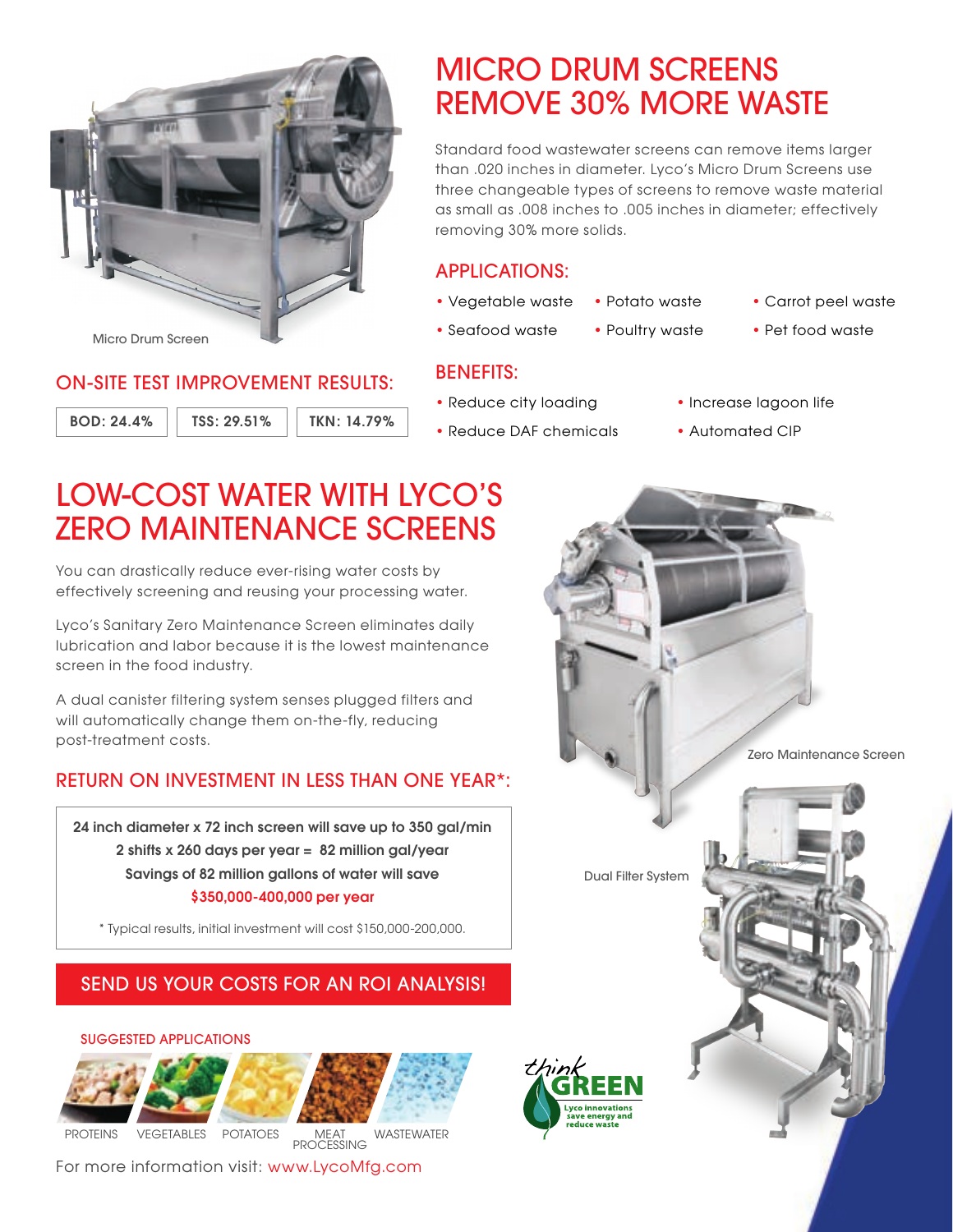Micro Drum Screen

## MICRO DRUM SCREENS REMOVE 30% MORE WASTE

Standard food wastewater screens can remove items larger than .020 inches in diameter. Lyco's Micro Drum Screens use three changeable types of screens to remove waste material as small as .008 inches to .005 inches in diameter; effectively removing 30% more solids.

### APPLICATIONS:

- Vegetable waste
- Potato waste
- Carrot peel waste
- Seafood waste
- Poultry waste
- Pet food waste

### ON-SITE TEST IMPROVEMENT RESULTS:

| BOD: 24.4% | TSS: 29.51% | TKN: 14.79% |
|---|---|---|

### BENEFITS:

- Reduce city loading
- Increase lagoon life
- Reduce DAF chemicals
- Automated CIP

## LOW-COST WATER WITH LYCO'S ZERO MAINTENANCE SCREENS

You can drastically reduce ever-rising water costs by effectively screening and reusing your processing water.

Lyco's Sanitary Zero Maintenance Screen eliminates daily lubrication and labor because it is the lowest maintenance screen in the food industry.

A dual canister filtering system senses plugged filters and will automatically change them on-the-fly, reducing post-treatment costs.

Zero Maintenance Screen

Dual Filter System

### RETURN ON INVESTMENT IN LESS THAN ONE YEAR*:

**24 inch diameter x 72 inch screen will save up to 350 gal/min**
**2 shifts x 260 days per year = 82 million gal/year**
**Savings of 82 million gallons of water will save**
**$350,000-400,000 per year**

\* Typical results, initial investment will cost $150,000-200,000.

**SEND US YOUR COSTS FOR AN ROI ANALYSIS!**

### SUGGESTED APPLICATIONS

PROTEINS | VEGETABLES | POTATOES | MEAT PROCESSING | WASTEWATER

think GREEN — Lyco innovations save energy and reduce waste

For more information visit: www.LycoMfg.com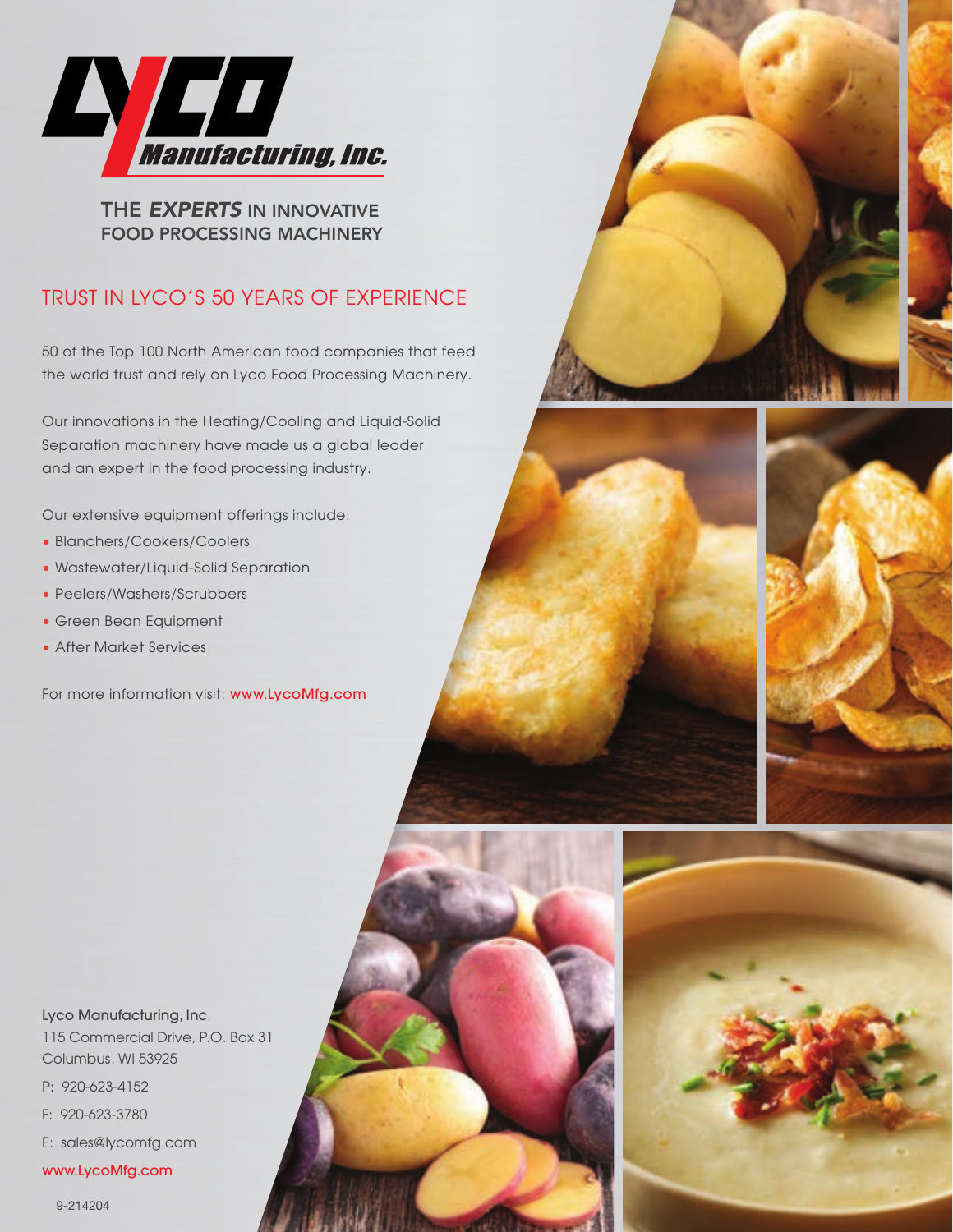# LYCO Manufacturing, Inc.

**THE *EXPERTS* IN INNOVATIVE FOOD PROCESSING MACHINERY**

## TRUST IN LYCO'S 50 YEARS OF EXPERIENCE

50 of the Top 100 North American food companies that feed the world trust and rely on Lyco Food Processing Machinery.

Our innovations in the Heating/Cooling and Liquid-Solid Separation machinery have made us a global leader and an expert in the food processing industry.

Our extensive equipment offerings include:

- Blanchers/Cookers/Coolers
- Wastewater/Liquid-Solid Separation
- Peelers/Washers/Scrubbers
- Green Bean Equipment
- After Market Services

For more information visit: www.LycoMfg.com

Lyco Manufacturing, Inc.
115 Commercial Drive, P.O. Box 31
Columbus, WI 53925

P: 920-623-4152

F: 920-623-3780

E: sales@lycomfg.com

www.LycoMfg.com

9-214204